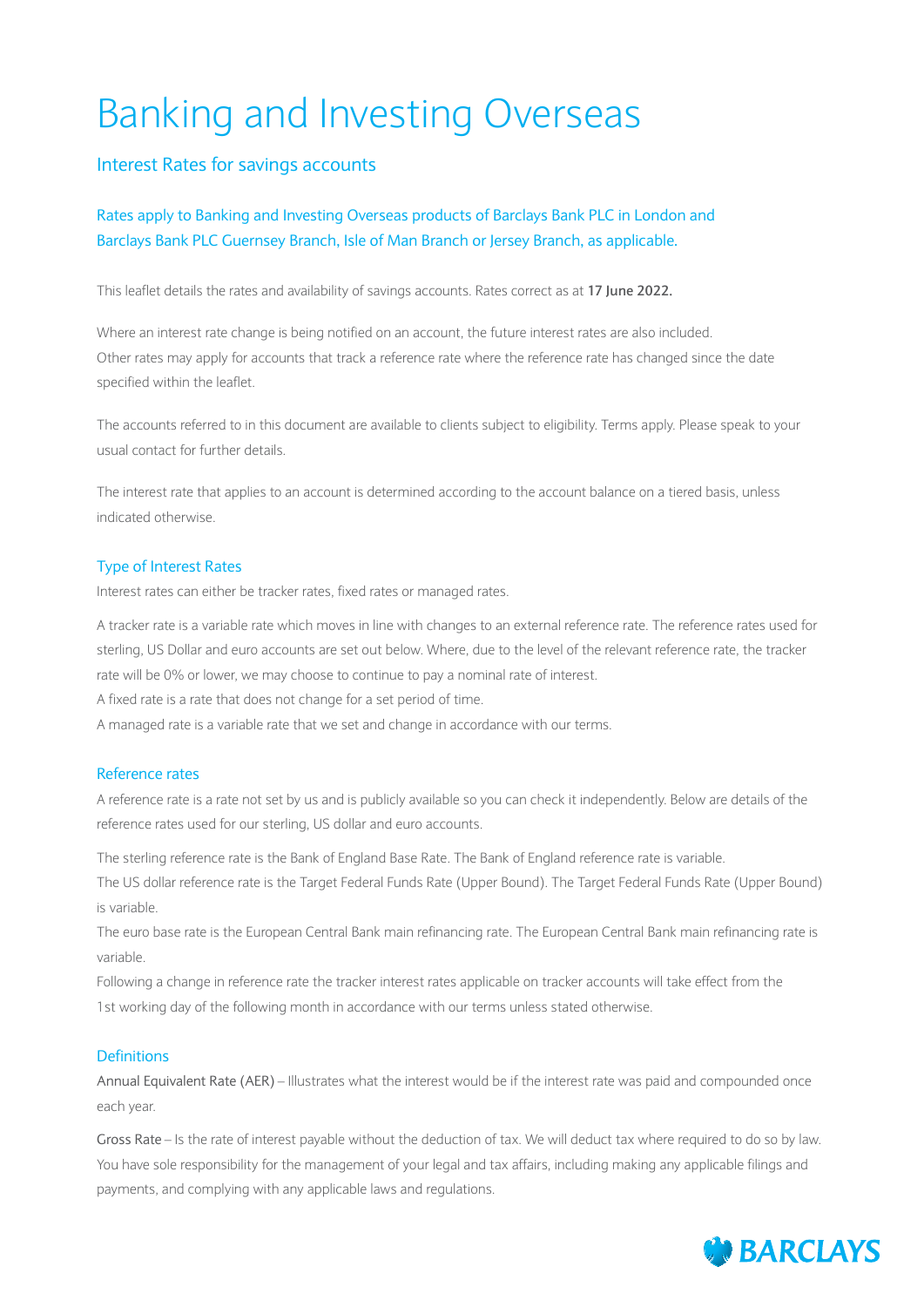# Banking and Investing Overseas

## Interest Rates for savings accounts

### Rates apply to Banking and Investing Overseas products of Barclays Bank PLC in London and Barclays Bank PLC Guernsey Branch, Isle of Man Branch or Jersey Branch, as applicable.

This leaflet details the rates and availability of savings accounts. Rates correct as at **17 June 2022.**

Where an interest rate change is being notified on an account, the future interest rates are also included. Other rates may apply for accounts that track a reference rate where the reference rate has changed since the date specified within the leaflet.

The accounts referred to in this document are available to clients subject to eligibility. Terms apply. Please speak to your usual contact for further details.

The interest rate that applies to an account is determined according to the account balance on a tiered basis, unless indicated otherwise.

### Type of Interest Rates

Interest rates can either be tracker rates, fixed rates or managed rates.

A tracker rate is a variable rate which moves in line with changes to an external reference rate. The reference rates used for sterling, US Dollar and euro accounts are set out below. Where, due to the level of the relevant reference rate, the tracker rate will be 0% or lower, we may choose to continue to pay a nominal rate of interest.

A fixed rate is a rate that does not change for a set period of time.

A managed rate is a variable rate that we set and change in accordance with our terms.

### Reference rates

A reference rate is a rate not set by us and is publicly available so you can check it independently. Below are details of the reference rates used for our sterling, US dollar and euro accounts.

The sterling reference rate is the Bank of England Base Rate. The Bank of England reference rate is variable.

The US dollar reference rate is the Target Federal Funds Rate (Upper Bound). The Target Federal Funds Rate (Upper Bound) is variable.

The euro base rate is the European Central Bank main refinancing rate. The European Central Bank main refinancing rate is variable.

Following a change in reference rate the tracker interest rates applicable on tracker accounts will take effect from the 1st working day of the following month in accordance with our terms unless stated otherwise.

### Definitions

Annual Equivalent Rate (AER) – Illustrates what the interest would be if the interest rate was paid and compounded once each year.

Gross Rate – Is the rate of interest payable without the deduction of tax. We will deduct tax where required to do so by law. You have sole responsibility for the management of your legal and tax affairs, including making any applicable filings and payments, and complying with any applicable laws and regulations.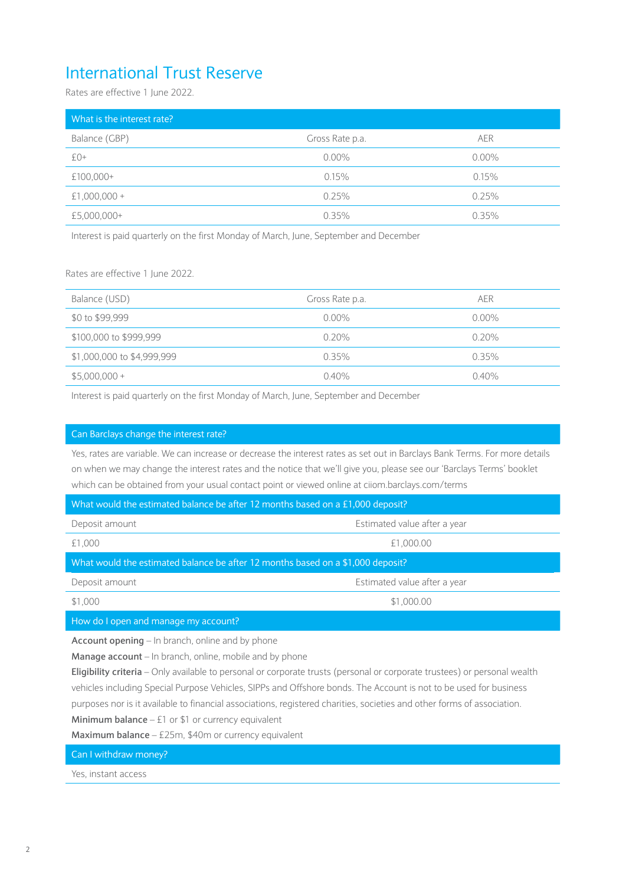# International Trust Reserve

Rates are effective 1 June 2022.

| What is the interest rate? | | |
|---|---|---|
| Balance (GBP) | Gross Rate p.a. | AER |
| £0+ | 0.00% | 0.00% |
| £100,000+ | 0.15% | 0.15% |
| £1,000,000 + | 0.25% | 0.25% |
| £5,000,000+ | 0.35% | 0.35% |

Interest is paid quarterly on the first Monday of March, June, September and December

Rates are effective 1 June 2022.

| Balance (USD) | Gross Rate p.a. | AER |
|---|---|---|
| $0 to $99,999 | 0.00% | 0.00% |
| $100,000 to $999,999 | 0.20% | 0.20% |
| $1,000,000 to $4,999,999 | 0.35% | 0.35% |
| $5,000,000 + | 0.40% | 0.40% |

Interest is paid quarterly on the first Monday of March, June, September and December

## Can Barclays change the interest rate?

Yes, rates are variable. We can increase or decrease the interest rates as set out in Barclays Bank Terms. For more details on when we may change the interest rates and the notice that we'll give you, please see our 'Barclays Terms' booklet which can be obtained from your usual contact point or viewed online at ciiom.barclays.com/terms

## What would the estimated balance be after 12 months based on a £1,000 deposit?

| Deposit amount | Estimated value after a year |
|---|---|
| £1,000 | £1,000.00 |

## What would the estimated balance be after 12 months based on a $1,000 deposit?

| Deposit amount | Estimated value after a year |
|---|---|
| $1,000 | $1,000.00 |

## How do I open and manage my account?

**Account opening** – In branch, online and by phone

**Manage account** – In branch, online, mobile and by phone

**Eligibility criteria** – Only available to personal or corporate trusts (personal or corporate trustees) or personal wealth vehicles including Special Purpose Vehicles, SIPPs and Offshore bonds. The Account is not to be used for business purposes nor is it available to financial associations, registered charities, societies and other forms of association.

**Minimum balance** – £1 or $1 or currency equivalent

**Maximum balance** – £25m, $40m or currency equivalent

## Can I withdraw money?

Yes, instant access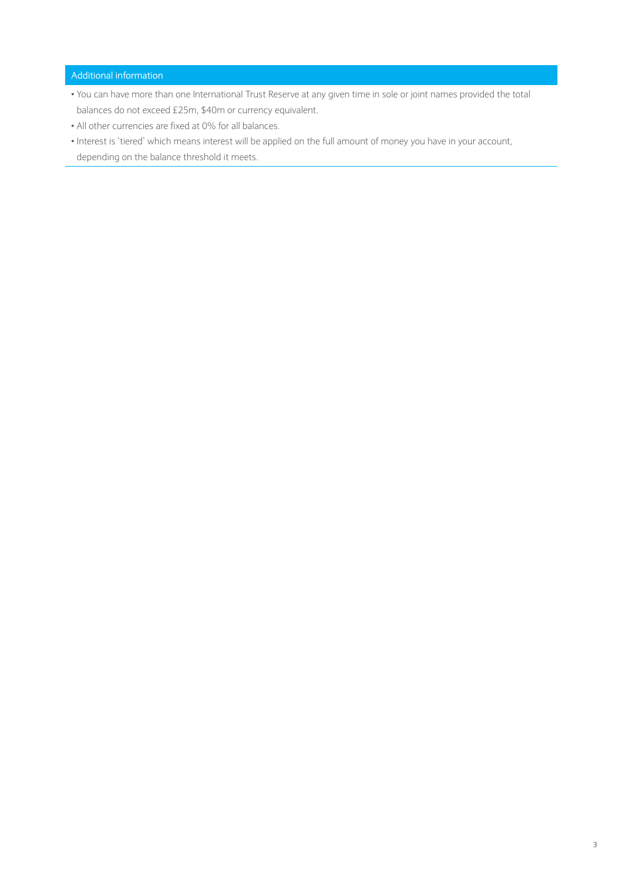## Additional information

- You can have more than one International Trust Reserve at any given time in sole or joint names provided the total balances do not exceed £25m, $40m or currency equivalent.
- All other currencies are fixed at 0% for all balances.
- Interest is 'tiered' which means interest will be applied on the full amount of money you have in your account, depending on the balance threshold it meets.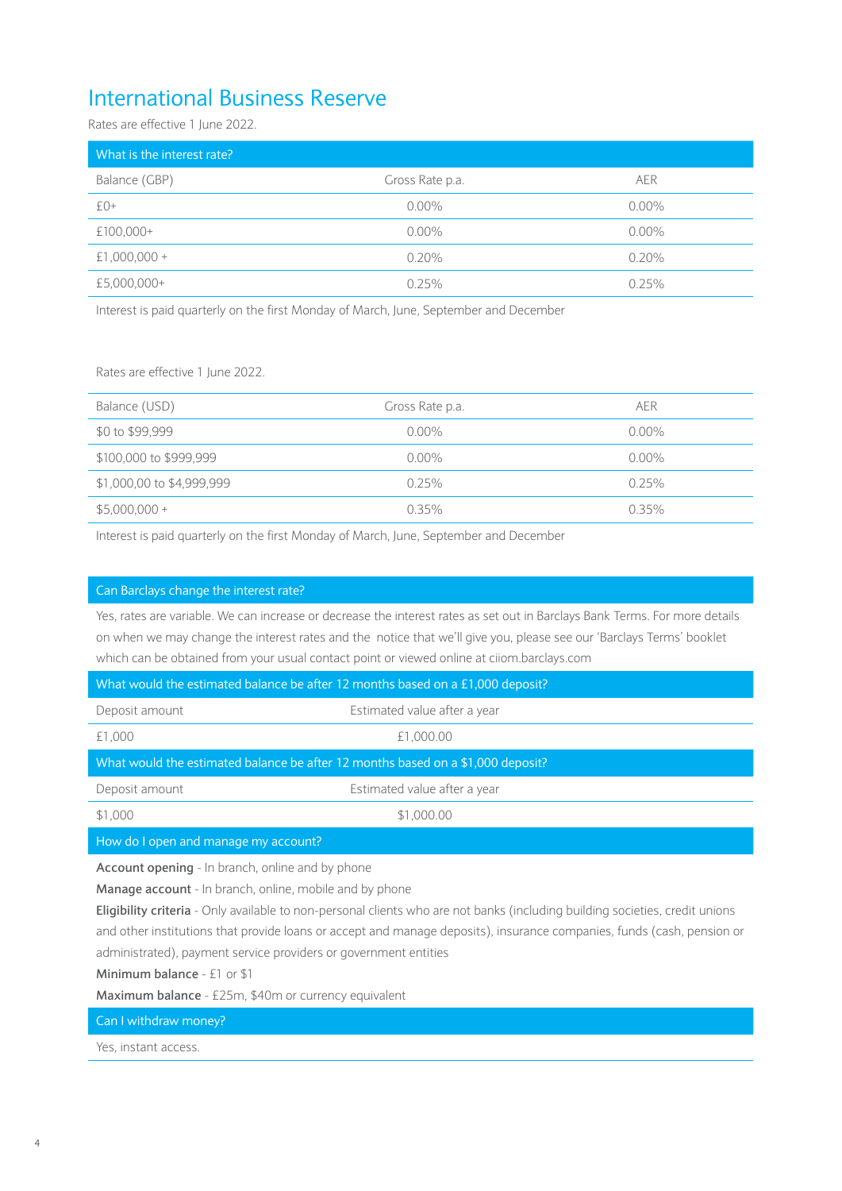# International Business Reserve

Rates are effective 1 June 2022.

**What is the interest rate?**

| Balance (GBP) | Gross Rate p.a. | AER |
|---|---|---|
| £0+ | 0.00% | 0.00% |
| £100,000+ | 0.00% | 0.00% |
| £1,000,000 + | 0.20% | 0.20% |
| £5,000,000+ | 0.25% | 0.25% |

Interest is paid quarterly on the first Monday of March, June, September and December

Rates are effective 1 June 2022.

| Balance (USD) | Gross Rate p.a. | AER |
|---|---|---|
| $0 to $99,999 | 0.00% | 0.00% |
| $100,000 to $999,999 | 0.00% | 0.00% |
| $1,000,00 to $4,999,999 | 0.25% | 0.25% |
| $5,000,000 + | 0.35% | 0.35% |

Interest is paid quarterly on the first Monday of March, June, September and December

**Can Barclays change the interest rate?**

Yes, rates are variable. We can increase or decrease the interest rates as set out in Barclays Bank Terms. For more details on when we may change the interest rates and the notice that we'll give you, please see our 'Barclays Terms' booklet which can be obtained from your usual contact point or viewed online at ciiom.barclays.com

**What would the estimated balance be after 12 months based on a £1,000 deposit?**

| Deposit amount | Estimated value after a year |
|---|---|
| £1,000 | £1,000.00 |

**What would the estimated balance be after 12 months based on a $1,000 deposit?**

| Deposit amount | Estimated value after a year |
|---|---|
| $1,000 | $1,000.00 |

**How do I open and manage my account?**

**Account opening** - In branch, online and by phone

**Manage account** - In branch, online, mobile and by phone

**Eligibility criteria** - Only available to non-personal clients who are not banks (including building societies, credit unions and other institutions that provide loans or accept and manage deposits), insurance companies, funds (cash, pension or administrated), payment service providers or government entities

**Minimum balance** - £1 or $1

**Maximum balance** - £25m, $40m or currency equivalent

**Can I withdraw money?**

Yes, instant access.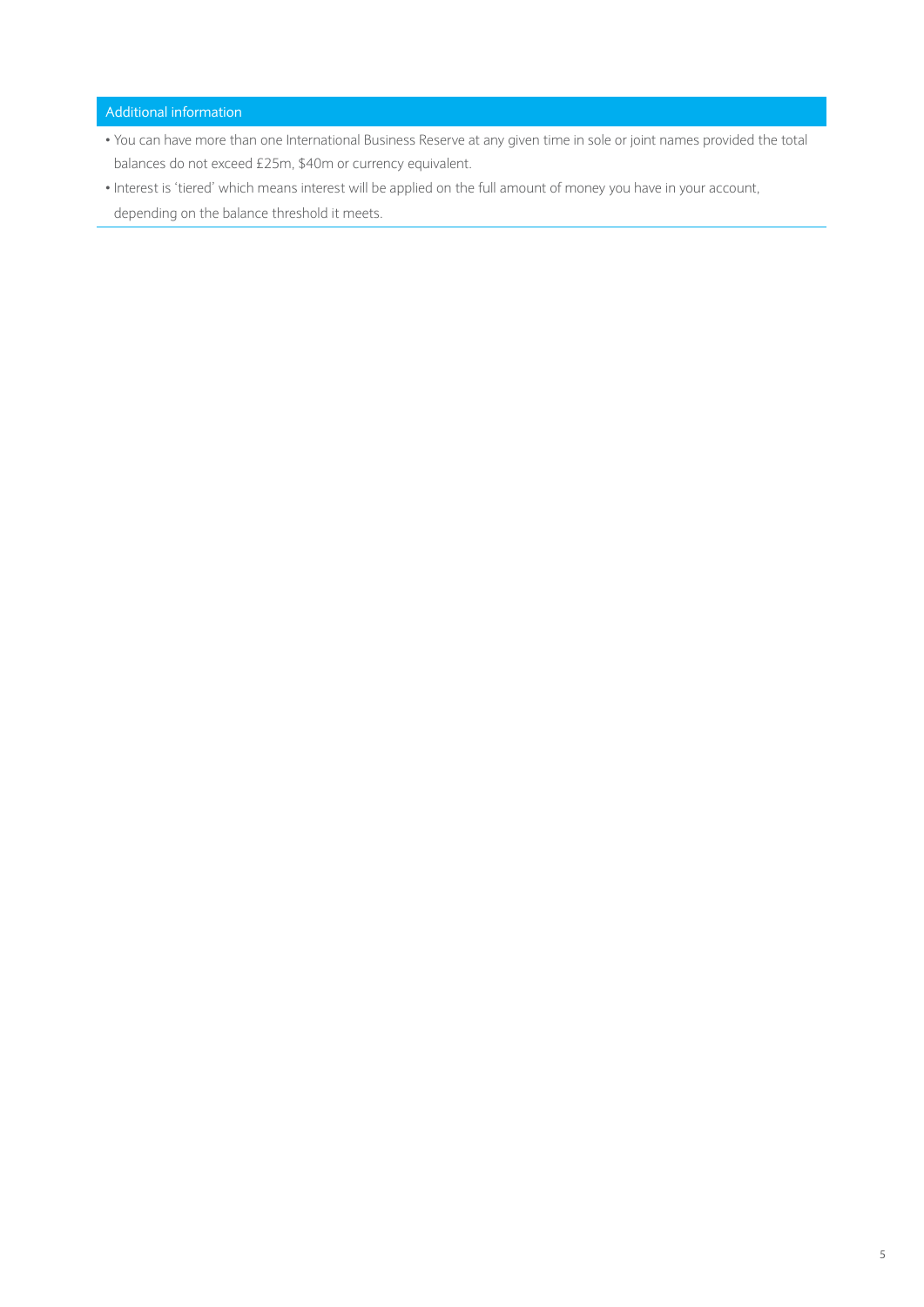## Additional information

- You can have more than one International Business Reserve at any given time in sole or joint names provided the total balances do not exceed £25m, $40m or currency equivalent.
- Interest is 'tiered' which means interest will be applied on the full amount of money you have in your account, depending on the balance threshold it meets.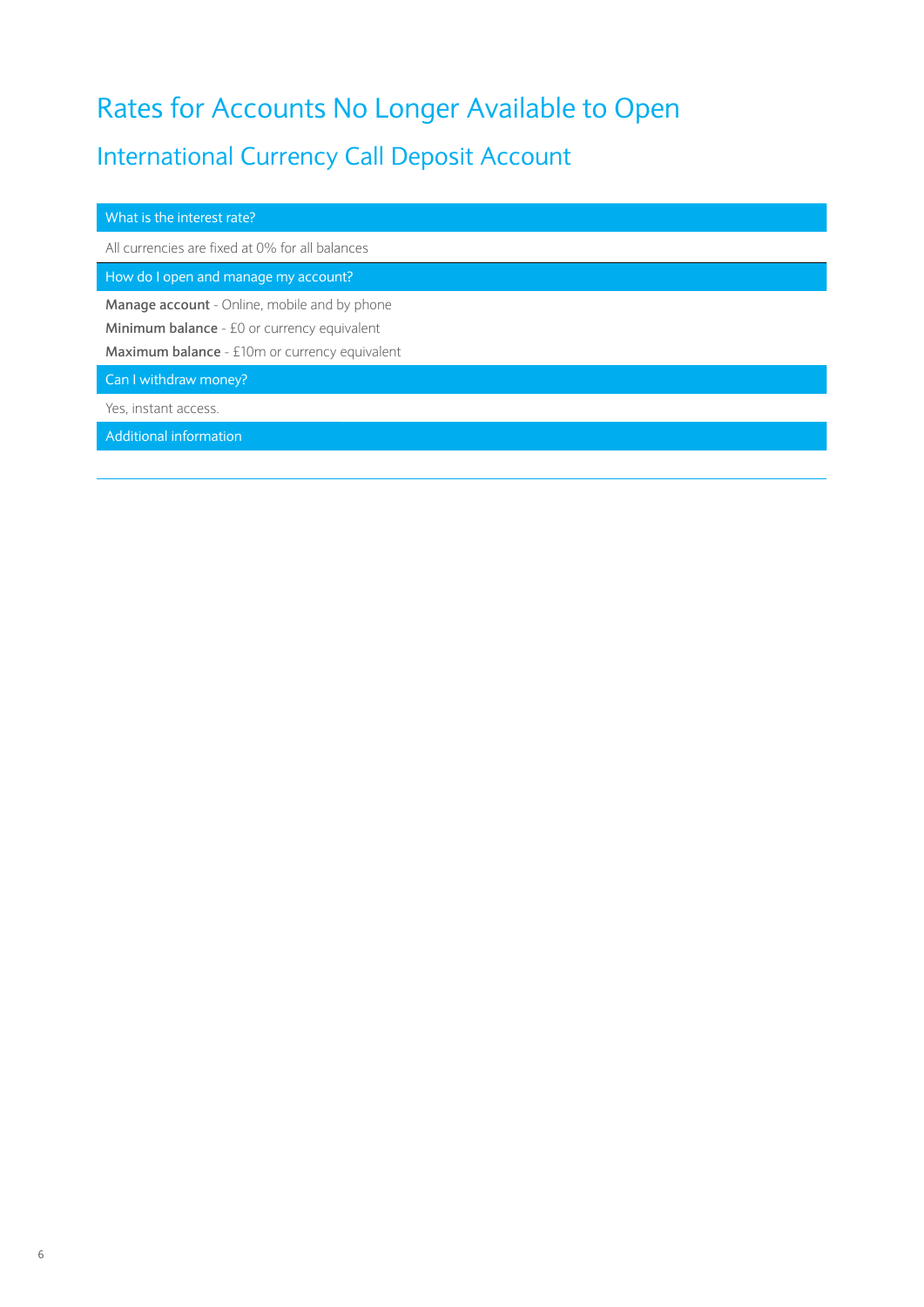# Rates for Accounts No Longer Available to Open

## International Currency Call Deposit Account

| What is the interest rate? |
| --- |
| All currencies are fixed at 0% for all balances |

| How do I open and manage my account? |
| --- |
| **Manage account** - Online, mobile and by phone<br>**Minimum balance** - £0 or currency equivalent<br>**Maximum balance** - £10m or currency equivalent |

| Can I withdraw money? |
| --- |
| Yes, instant access. |

| Additional information |
| --- |
| |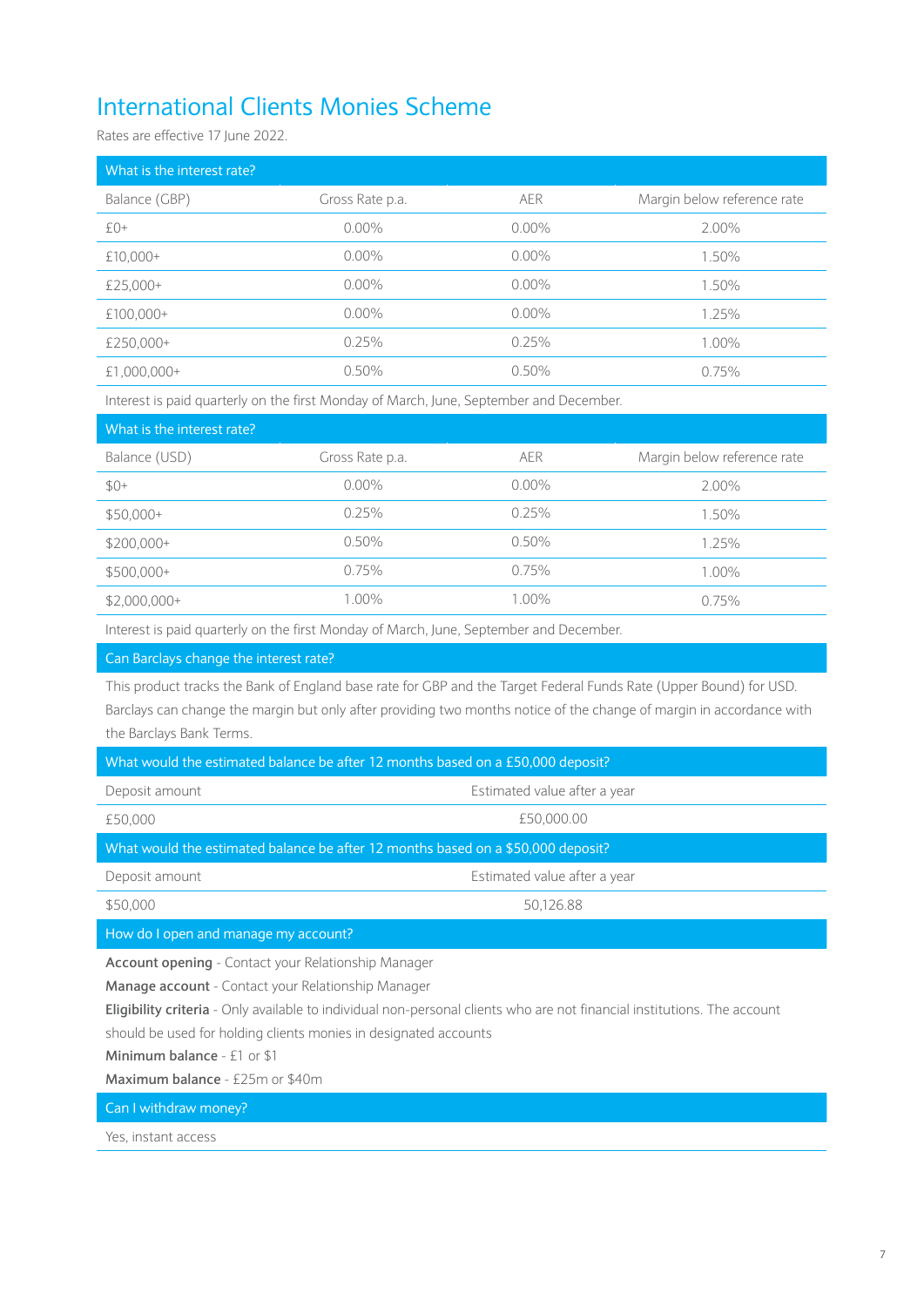# International Clients Monies Scheme

Rates are effective 17 June 2022.

| What is the interest rate? | | | |
|---|---|---|---|
| Balance (GBP) | Gross Rate p.a. | AER | Margin below reference rate |
| £0+ | 0.00% | 0.00% | 2.00% |
| £10,000+ | 0.00% | 0.00% | 1.50% |
| £25,000+ | 0.00% | 0.00% | 1.50% |
| £100,000+ | 0.00% | 0.00% | 1.25% |
| £250,000+ | 0.25% | 0.25% | 1.00% |
| £1,000,000+ | 0.50% | 0.50% | 0.75% |

Interest is paid quarterly on the first Monday of March, June, September and December.

| What is the interest rate? | | | |
|---|---|---|---|
| Balance (USD) | Gross Rate p.a. | AER | Margin below reference rate |
| $0+ | 0.00% | 0.00% | 2.00% |
| $50,000+ | 0.25% | 0.25% | 1.50% |
| $200,000+ | 0.50% | 0.50% | 1.25% |
| $500,000+ | 0.75% | 0.75% | 1.00% |
| $2,000,000+ | 1.00% | 1.00% | 0.75% |

Interest is paid quarterly on the first Monday of March, June, September and December.

### Can Barclays change the interest rate?

This product tracks the Bank of England base rate for GBP and the Target Federal Funds Rate (Upper Bound) for USD. Barclays can change the margin but only after providing two months notice of the change of margin in accordance with the Barclays Bank Terms.

### What would the estimated balance be after 12 months based on a £50,000 deposit?

| Deposit amount | Estimated value after a year |
|---|---|
| £50,000 | £50,000.00 |

### What would the estimated balance be after 12 months based on a $50,000 deposit?

| Deposit amount | Estimated value after a year |
|---|---|
| $50,000 | 50,126.88 |

### How do I open and manage my account?

**Account opening** - Contact your Relationship Manager

**Manage account** - Contact your Relationship Manager

**Eligibility criteria** - Only available to individual non-personal clients who are not financial institutions. The account should be used for holding clients monies in designated accounts

**Minimum balance** - £1 or $1

**Maximum balance** - £25m or $40m

### Can I withdraw money?

Yes, instant access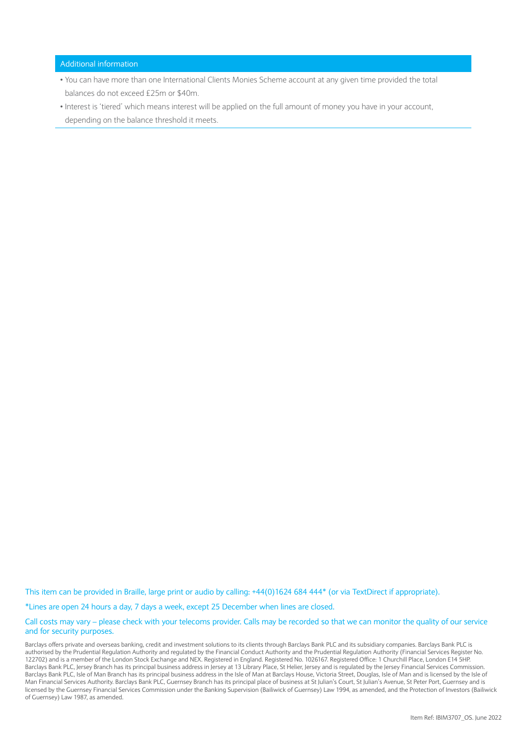## Additional information

- You can have more than one International Clients Monies Scheme account at any given time provided the total balances do not exceed £25m or $40m.
- Interest is 'tiered' which means interest will be applied on the full amount of money you have in your account, depending on the balance threshold it meets.

This item can be provided in Braille, large print or audio by calling: +44(0)1624 684 444* (or via TextDirect if appropriate).

*Lines are open 24 hours a day, 7 days a week, except 25 December when lines are closed.

Call costs may vary – please check with your telecoms provider. Calls may be recorded so that we can monitor the quality of our service and for security purposes.

Barclays offers private and overseas banking, credit and investment solutions to its clients through Barclays Bank PLC and its subsidiary companies. Barclays Bank PLC is authorised by the Prudential Regulation Authority and regulated by the Financial Conduct Authority and the Prudential Regulation Authority (Financial Services Register No. 122702) and is a member of the London Stock Exchange and NEX. Registered in England. Registered No. 1026167. Registered Office: 1 Churchill Place, London E14 5HP. Barclays Bank PLC, Jersey Branch has its principal business address in Jersey at 13 Library Place, St Helier, Jersey and is regulated by the Jersey Financial Services Commission. Barclays Bank PLC, Isle of Man Branch has its principal business address in the Isle of Man at Barclays House, Victoria Street, Douglas, Isle of Man and is licensed by the Isle of Man Financial Services Authority. Barclays Bank PLC, Guernsey Branch has its principal place of business at St Julian's Court, St Julian's Avenue, St Peter Port, Guernsey and is licensed by the Guernsey Financial Services Commission under the Banking Supervision (Bailiwick of Guernsey) Law 1994, as amended, and the Protection of Investors (Bailiwick of Guernsey) Law 1987, as amended.

Item Ref: IBIM3707_OS. June 2022